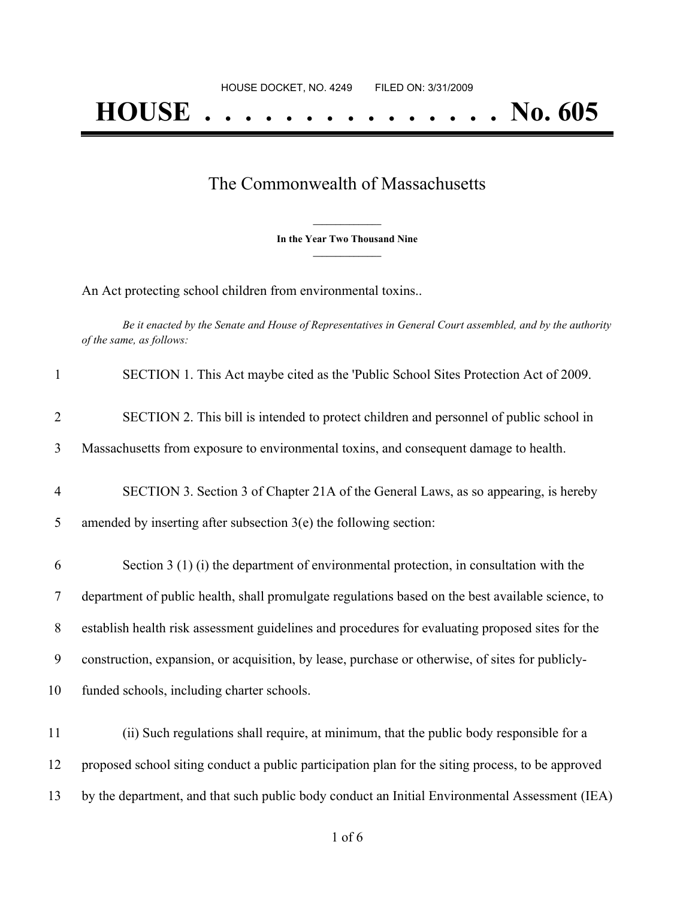HOUSE DOCKET, NO. 4249 FILED ON: 3/31/2009

# HOUSE . . . . . . . . . . . . . . . No. 605

## The Commonwealth of Massachusetts

**In the Year Two Thousand Nine**

An Act protecting school children from environmental toxins..

*Be it enacted by the Senate and House of Representatives in General Court assembled, and by the authority of the same, as follows:*

1 SECTION 1. This Act maybe cited as the 'Public School Sites Protection Act of 2009.

2 SECTION 2. This bill is intended to protect children and personnel of public school in
3 Massachusetts from exposure to environmental toxins, and consequent damage to health.

4 SECTION 3. Section 3 of Chapter 21A of the General Laws, as so appearing, is hereby
5 amended by inserting after subsection 3(e) the following section:

6 Section 3 (1) (i) the department of environmental protection, in consultation with the
7 department of public health, shall promulgate regulations based on the best available science, to
8 establish health risk assessment guidelines and procedures for evaluating proposed sites for the
9 construction, expansion, or acquisition, by lease, purchase or otherwise, of sites for publicly-
10 funded schools, including charter schools.

11 (ii) Such regulations shall require, at minimum, that the public body responsible for a
12 proposed school siting conduct a public participation plan for the siting process, to be approved
13 by the department, and that such public body conduct an Initial Environmental Assessment (IEA)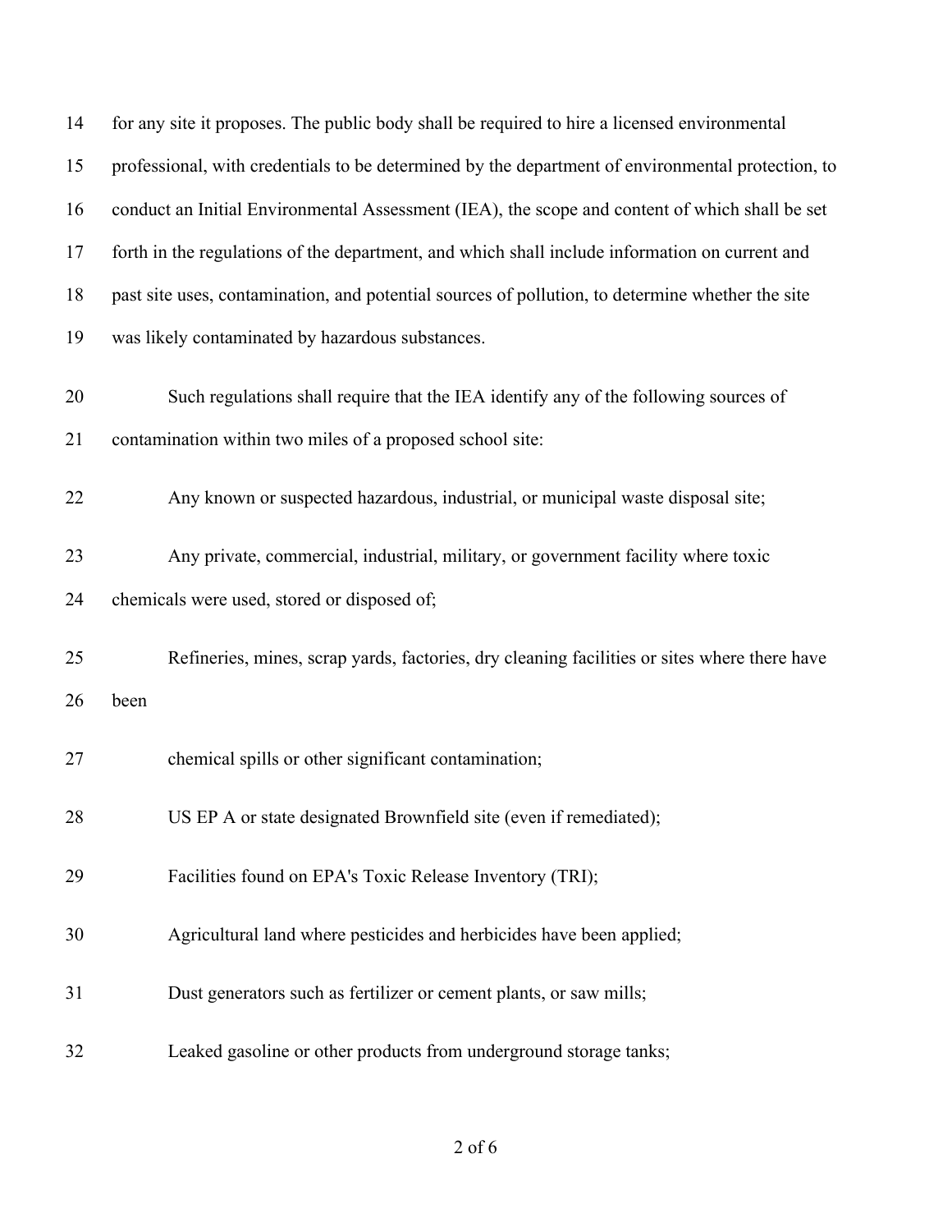for any site it proposes. The public body shall be required to hire a licensed environmental professional, with credentials to be determined by the department of environmental protection, to conduct an Initial Environmental Assessment (IEA), the scope and content of which shall be set forth in the regulations of the department, and which shall include information on current and past site uses, contamination, and potential sources of pollution, to determine whether the site was likely contaminated by hazardous substances.

Such regulations shall require that the IEA identify any of the following sources of contamination within two miles of a proposed school site:

Any known or suspected hazardous, industrial, or municipal waste disposal site;

Any private, commercial, industrial, military, or government facility where toxic chemicals were used, stored or disposed of;

Refineries, mines, scrap yards, factories, dry cleaning facilities or sites where there have been

chemical spills or other significant contamination;

US EP A or state designated Brownfield site (even if remediated);

Facilities found on EPA's Toxic Release Inventory (TRI);

Agricultural land where pesticides and herbicides have been applied;

Dust generators such as fertilizer or cement plants, or saw mills;

Leaked gasoline or other products from underground storage tanks;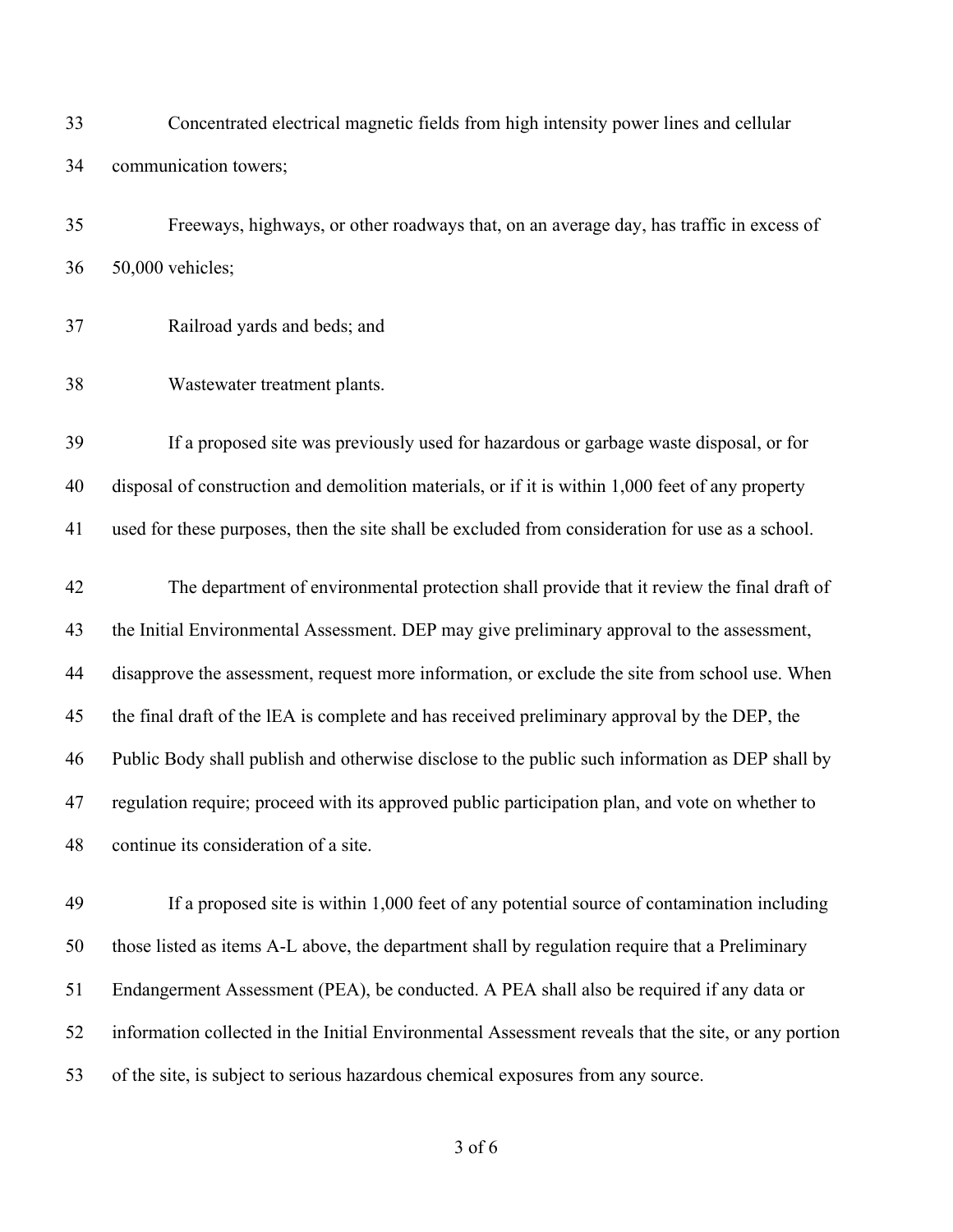Concentrated electrical magnetic fields from high intensity power lines and cellular communication towers;

Freeways, highways, or other roadways that, on an average day, has traffic in excess of 50,000 vehicles;

Railroad yards and beds; and

Wastewater treatment plants.

If a proposed site was previously used for hazardous or garbage waste disposal, or for disposal of construction and demolition materials, or if it is within 1,000 feet of any property used for these purposes, then the site shall be excluded from consideration for use as a school.

The department of environmental protection shall provide that it review the final draft of the Initial Environmental Assessment. DEP may give preliminary approval to the assessment, disapprove the assessment, request more information, or exclude the site from school use. When the final draft of the lEA is complete and has received preliminary approval by the DEP, the Public Body shall publish and otherwise disclose to the public such information as DEP shall by regulation require; proceed with its approved public participation plan, and vote on whether to continue its consideration of a site.

If a proposed site is within 1,000 feet of any potential source of contamination including those listed as items A-L above, the department shall by regulation require that a Preliminary Endangerment Assessment (PEA), be conducted. A PEA shall also be required if any data or information collected in the Initial Environmental Assessment reveals that the site, or any portion of the site, is subject to serious hazardous chemical exposures from any source.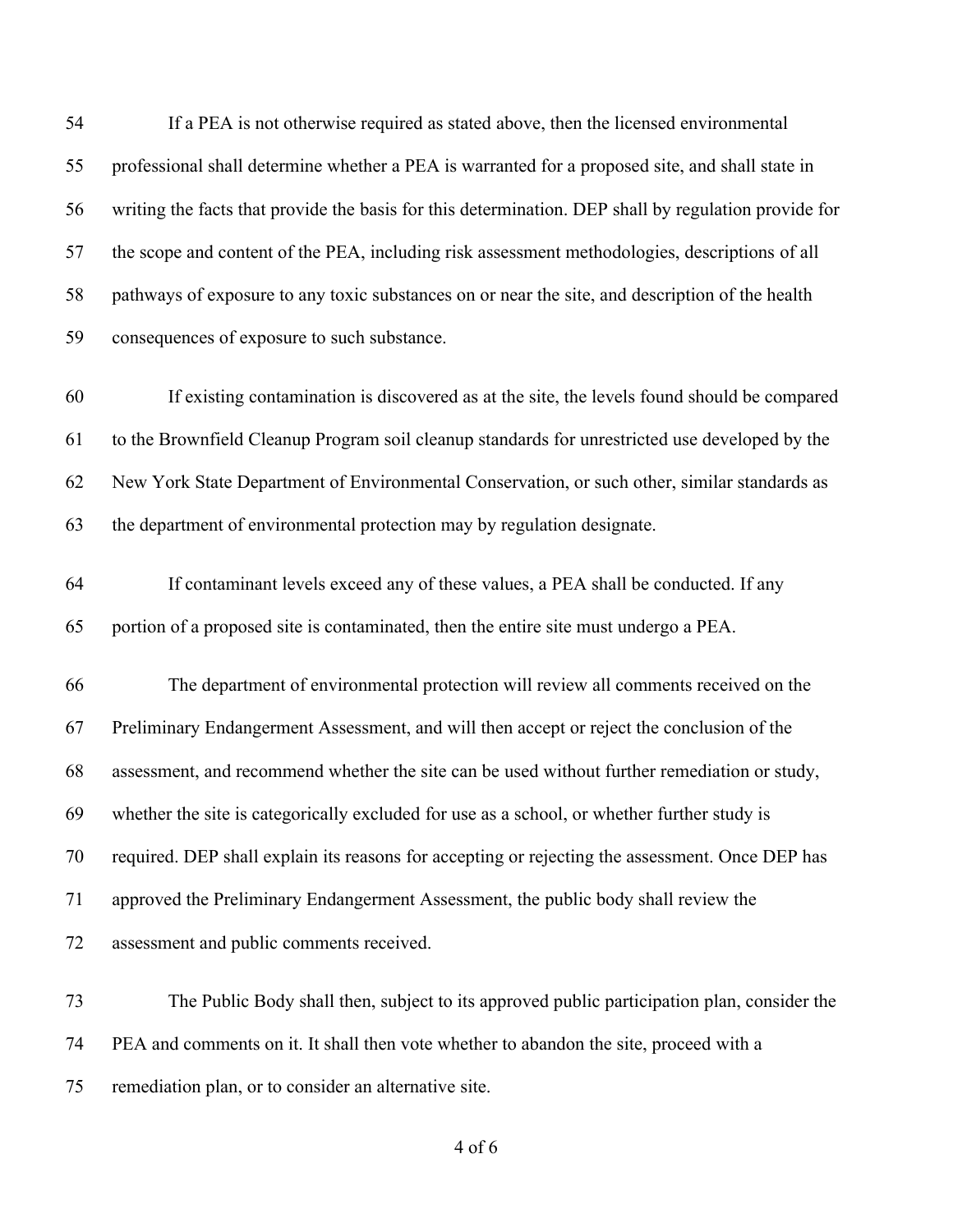If a PEA is not otherwise required as stated above, then the licensed environmental professional shall determine whether a PEA is warranted for a proposed site, and shall state in writing the facts that provide the basis for this determination. DEP shall by regulation provide for the scope and content of the PEA, including risk assessment methodologies, descriptions of all pathways of exposure to any toxic substances on or near the site, and description of the health consequences of exposure to such substance.

If existing contamination is discovered as at the site, the levels found should be compared to the Brownfield Cleanup Program soil cleanup standards for unrestricted use developed by the New York State Department of Environmental Conservation, or such other, similar standards as the department of environmental protection may by regulation designate.

If contaminant levels exceed any of these values, a PEA shall be conducted. If any portion of a proposed site is contaminated, then the entire site must undergo a PEA.

The department of environmental protection will review all comments received on the Preliminary Endangerment Assessment, and will then accept or reject the conclusion of the assessment, and recommend whether the site can be used without further remediation or study, whether the site is categorically excluded for use as a school, or whether further study is required. DEP shall explain its reasons for accepting or rejecting the assessment. Once DEP has approved the Preliminary Endangerment Assessment, the public body shall review the assessment and public comments received.

The Public Body shall then, subject to its approved public participation plan, consider the PEA and comments on it. It shall then vote whether to abandon the site, proceed with a remediation plan, or to consider an alternative site.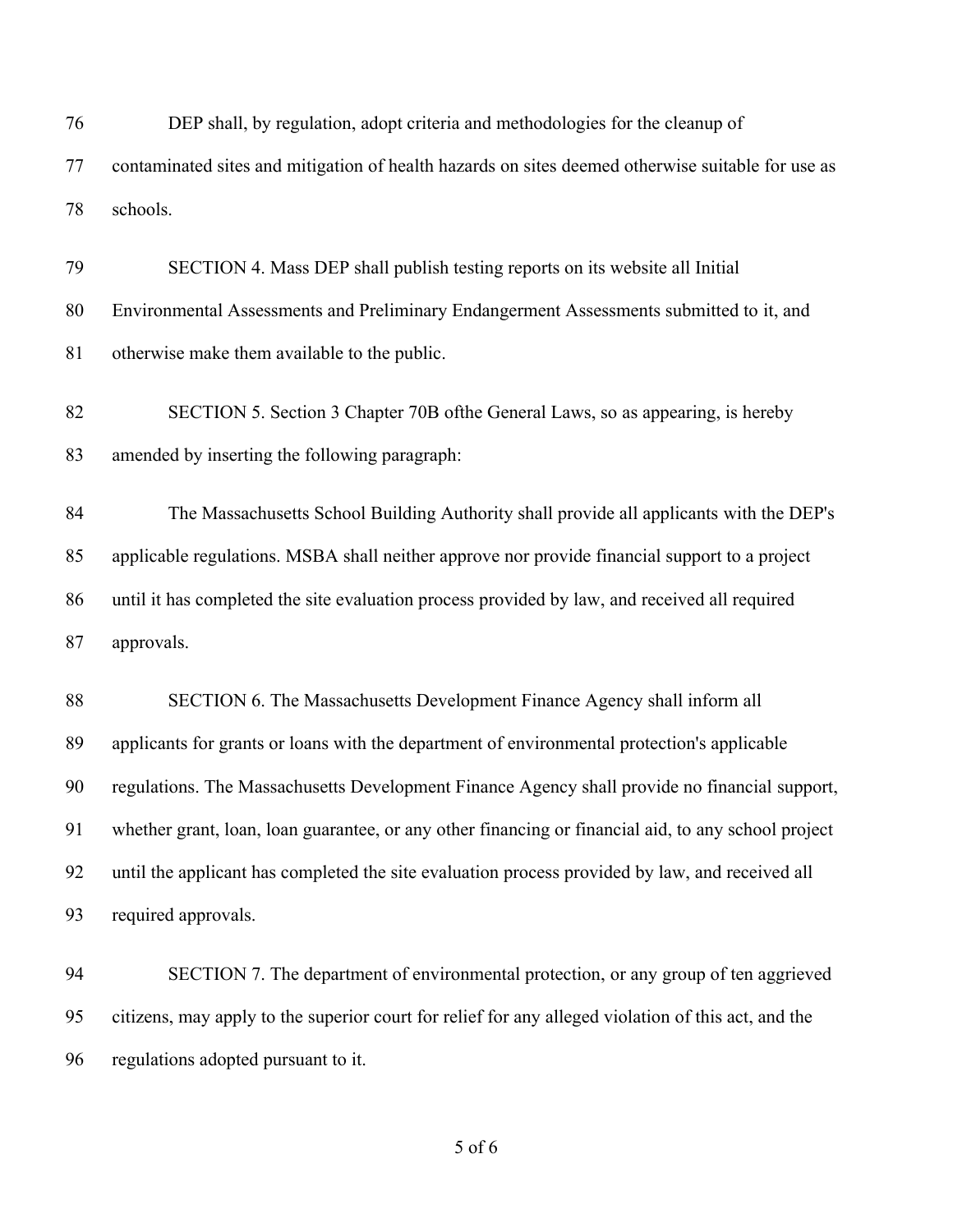DEP shall, by regulation, adopt criteria and methodologies for the cleanup of contaminated sites and mitigation of health hazards on sites deemed otherwise suitable for use as schools.

SECTION 4. Mass DEP shall publish testing reports on its website all Initial Environmental Assessments and Preliminary Endangerment Assessments submitted to it, and otherwise make them available to the public.

SECTION 5. Section 3 Chapter 70B ofthe General Laws, so as appearing, is hereby amended by inserting the following paragraph:

The Massachusetts School Building Authority shall provide all applicants with the DEP's applicable regulations. MSBA shall neither approve nor provide financial support to a project until it has completed the site evaluation process provided by law, and received all required approvals.

SECTION 6. The Massachusetts Development Finance Agency shall inform all applicants for grants or loans with the department of environmental protection's applicable regulations. The Massachusetts Development Finance Agency shall provide no financial support, whether grant, loan, loan guarantee, or any other financing or financial aid, to any school project until the applicant has completed the site evaluation process provided by law, and received all required approvals.

SECTION 7. The department of environmental protection, or any group of ten aggrieved citizens, may apply to the superior court for relief for any alleged violation of this act, and the regulations adopted pursuant to it.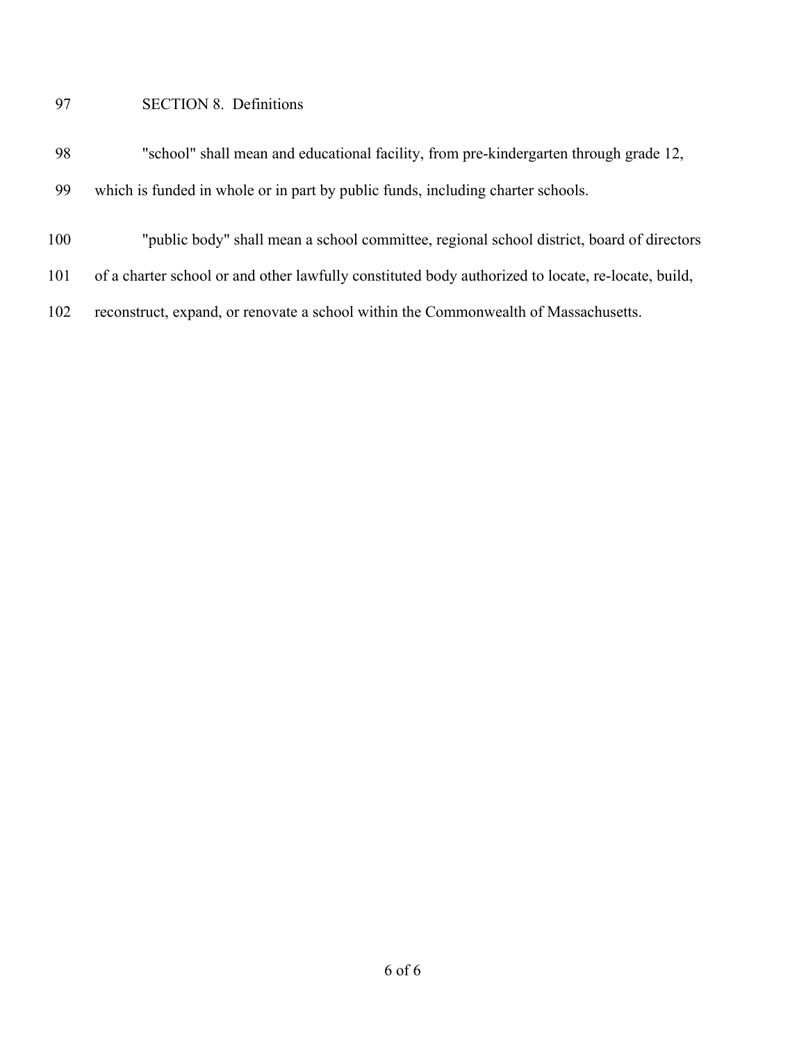SECTION 8. Definitions

"school" shall mean and educational facility, from pre-kindergarten through grade 12, which is funded in whole or in part by public funds, including charter schools.

"public body" shall mean a school committee, regional school district, board of directors of a charter school or and other lawfully constituted body authorized to locate, re-locate, build, reconstruct, expand, or renovate a school within the Commonwealth of Massachusetts.